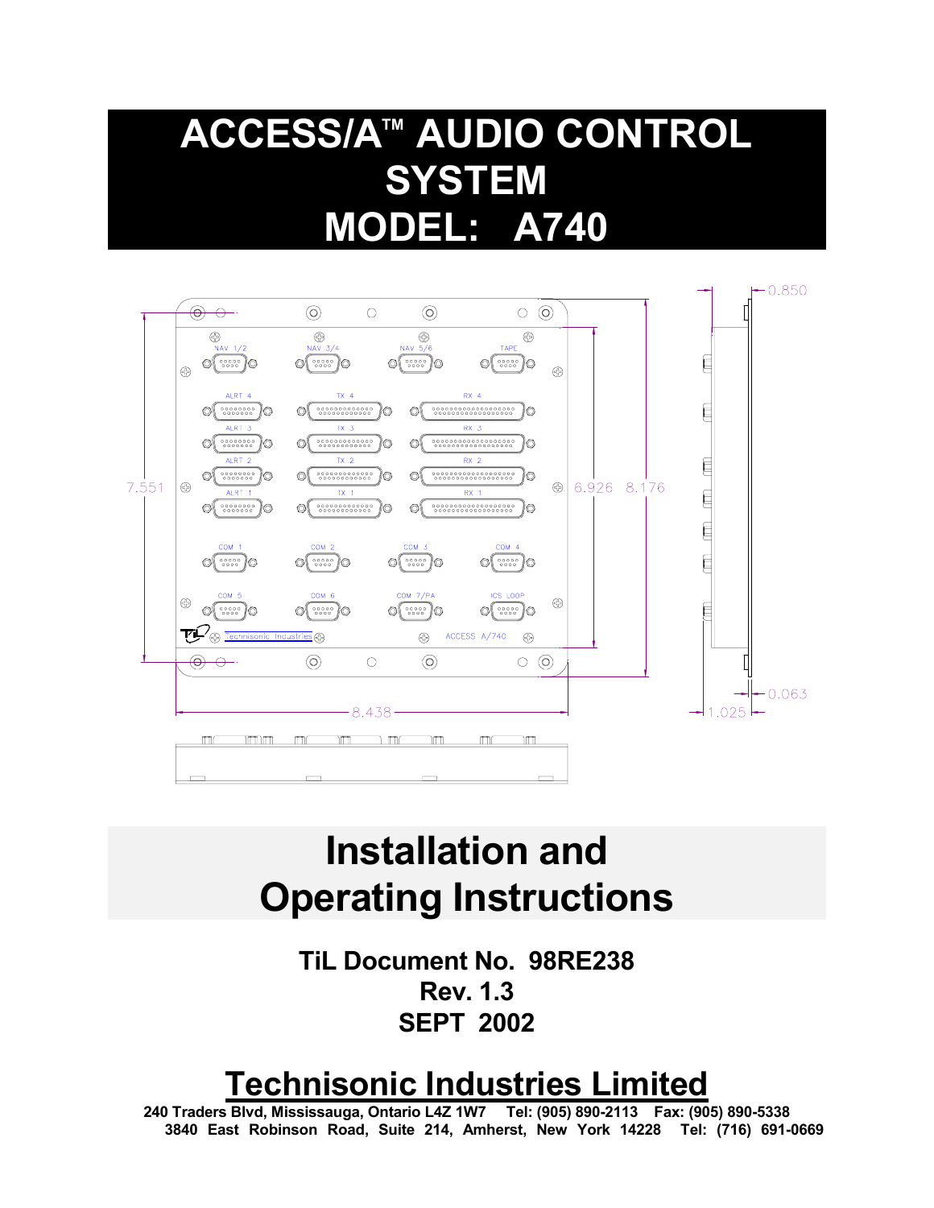# ACCESS/A™ AUDIO CONTROL SYSTEM MODEL: A740

# Installation and Operating Instructions

**TiL Document No. 98RE238**
**Rev. 1.3**
**SEPT 2002**

## Technisonic Industries Limited

**240 Traders Blvd, Mississauga, Ontario L4Z 1W7 Tel: (905) 890-2113 Fax: (905) 890-5338**
**3840 East Robinson Road, Suite 214, Amherst, New York 14228 Tel: (716) 691-0669**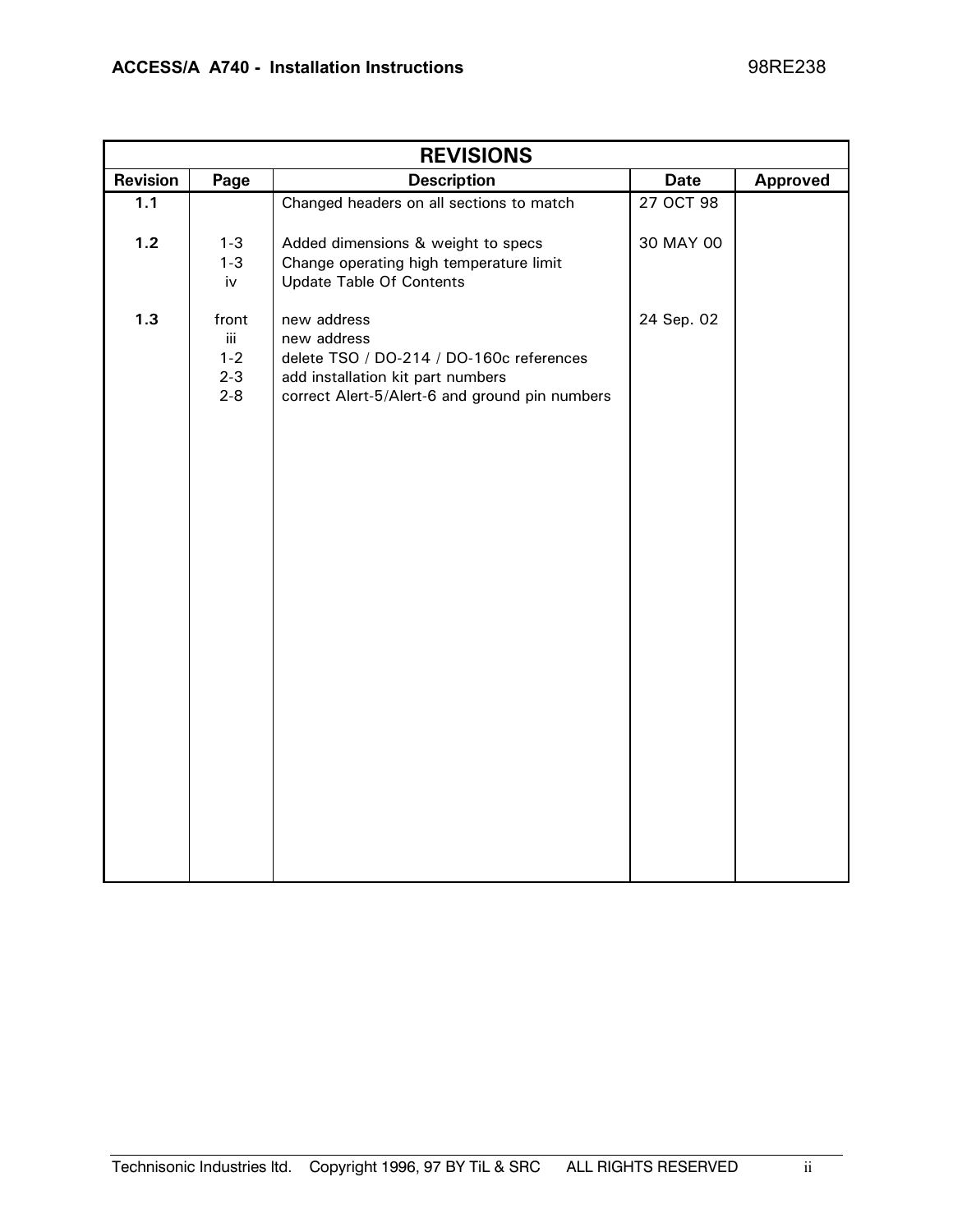# REVISIONS

| Revision | Page | Description | Date | Approved |
|---|---|---|---|---|
| 1.1 | | Changed headers on all sections to match | 27 OCT 98 | |
| 1.2 | 1-3 | Added dimensions & weight to specs | 30 MAY 00 | |
| | 1-3 | Change operating high temperature limit | | |
| | iv | Update Table Of Contents | | |
| 1.3 | front | new address | 24 Sep. 02 | |
| | iii | new address | | |
| | 1-2 | delete TSO / DO-214 / DO-160c references | | |
| | 2-3 | add installation kit part numbers | | |
| | 2-8 | correct Alert-5/Alert-6 and ground pin numbers | | |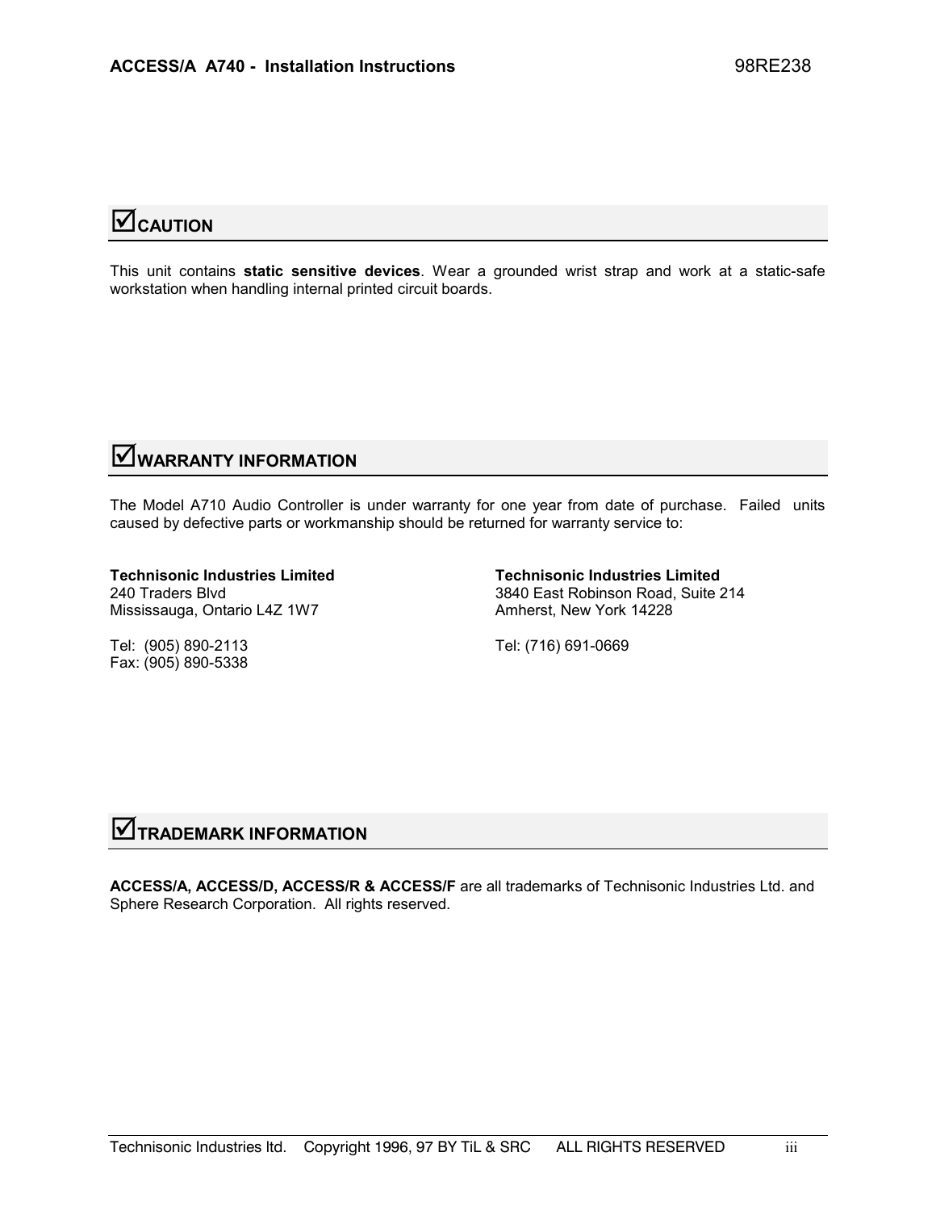## ☑CAUTION

This unit contains **static sensitive devices**. Wear a grounded wrist strap and work at a static-safe workstation when handling internal printed circuit boards.

## ☑WARRANTY INFORMATION

The Model A710 Audio Controller is under warranty for one year from date of purchase. Failed units caused by defective parts or workmanship should be returned for warranty service to:

**Technisonic Industries Limited**
240 Traders Blvd
Mississauga, Ontario L4Z 1W7

Tel: (905) 890-2113
Fax: (905) 890-5338

**Technisonic Industries Limited**
3840 East Robinson Road, Suite 214
Amherst, New York 14228

Tel: (716) 691-0669

## ☑TRADEMARK INFORMATION

**ACCESS/A, ACCESS/D, ACCESS/R & ACCESS/F** are all trademarks of Technisonic Industries Ltd. and Sphere Research Corporation. All rights reserved.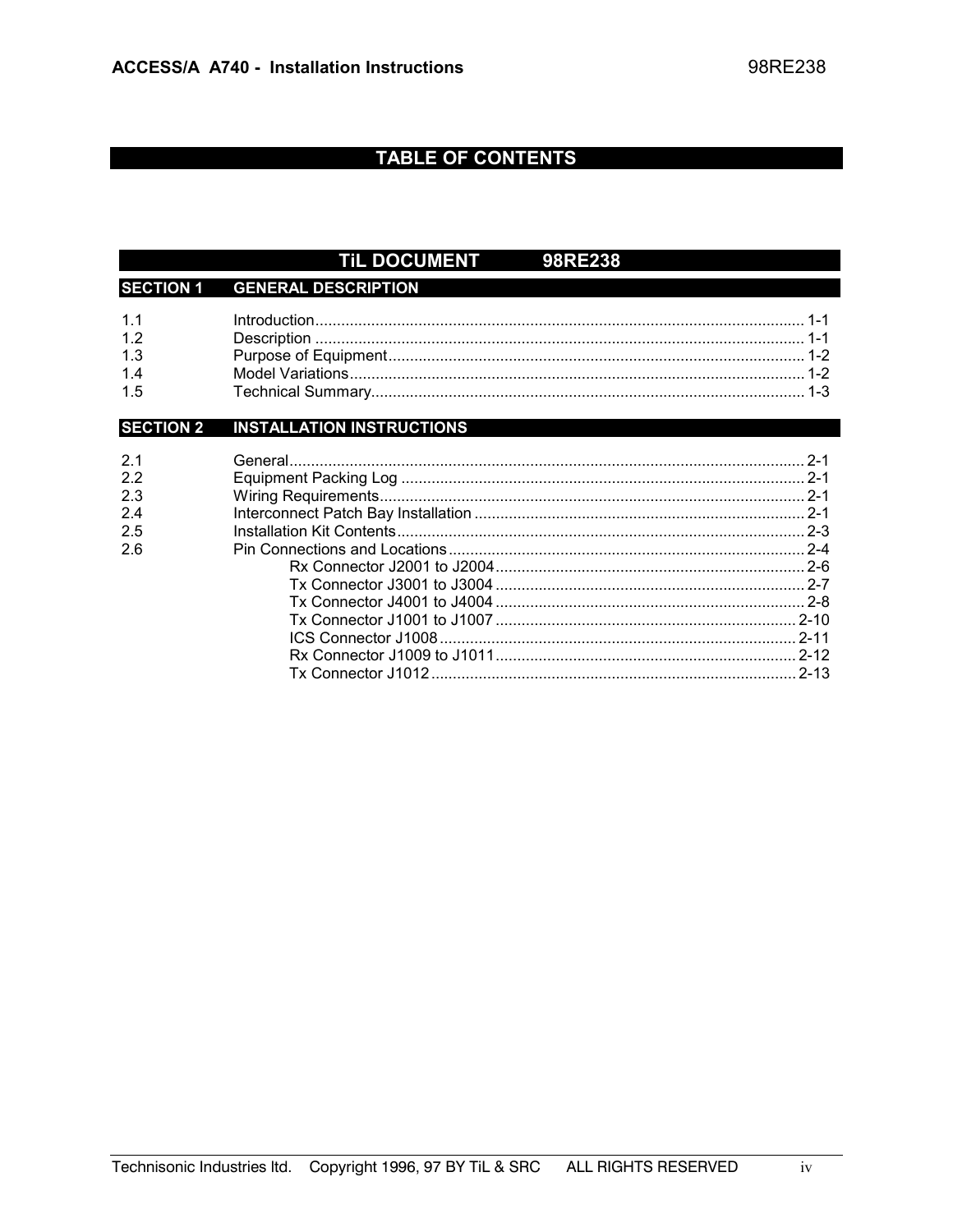# TABLE OF CONTENTS

## TiL DOCUMENT 98RE238

### SECTION 1 GENERAL DESCRIPTION

| | | |
|---|---|---|
| 1.1 | Introduction | 1-1 |
| 1.2 | Description | 1-1 |
| 1.3 | Purpose of Equipment | 1-2 |
| 1.4 | Model Variations | 1-2 |
| 1.5 | Technical Summary | 1-3 |

### SECTION 2 INSTALLATION INSTRUCTIONS

| | | |
|---|---|---|
| 2.1 | General | 2-1 |
| 2.2 | Equipment Packing Log | 2-1 |
| 2.3 | Wiring Requirements | 2-1 |
| 2.4 | Interconnect Patch Bay Installation | 2-1 |
| 2.5 | Installation Kit Contents | 2-3 |
| 2.6 | Pin Connections and Locations | 2-4 |
| | Rx Connector J2001 to J2004 | 2-6 |
| | Tx Connector J3001 to J3004 | 2-7 |
| | Tx Connector J4001 to J4004 | 2-8 |
| | Tx Connector J1001 to J1007 | 2-10 |
| | ICS Connector J1008 | 2-11 |
| | Rx Connector J1009 to J1011 | 2-12 |
| | Tx Connector J1012 | 2-13 |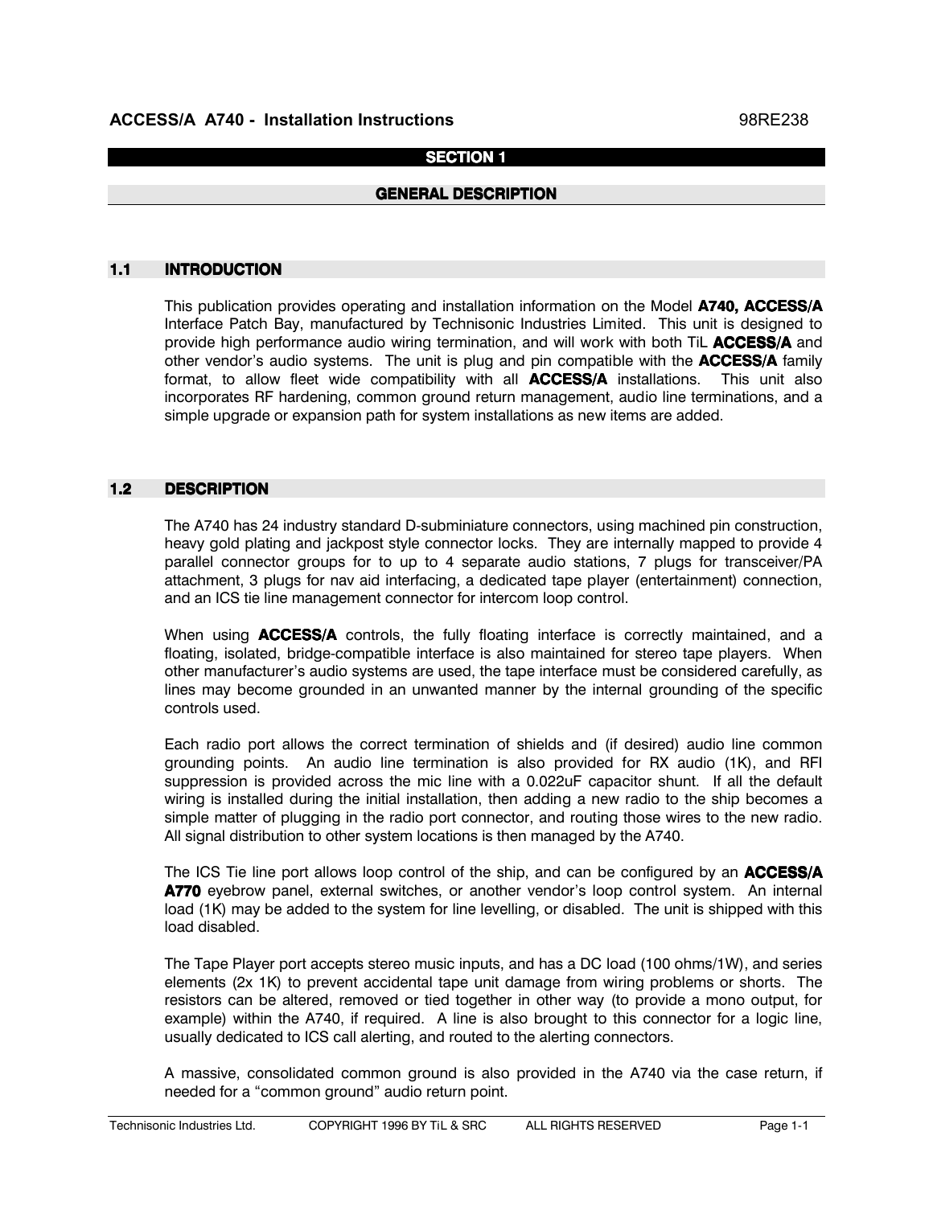# SECTION 1

## GENERAL DESCRIPTION

### 1.1 INTRODUCTION

This publication provides operating and installation information on the Model **A740, ACCESS/A** Interface Patch Bay, manufactured by Technisonic Industries Limited. This unit is designed to provide high performance audio wiring termination, and will work with both TiL **ACCESS/A** and other vendor's audio systems. The unit is plug and pin compatible with the **ACCESS/A** family format, to allow fleet wide compatibility with all **ACCESS/A** installations. This unit also incorporates RF hardening, common ground return management, audio line terminations, and a simple upgrade or expansion path for system installations as new items are added.

### 1.2 DESCRIPTION

The A740 has 24 industry standard D-subminiature connectors, using machined pin construction, heavy gold plating and jackpost style connector locks. They are internally mapped to provide 4 parallel connector groups for to up to 4 separate audio stations, 7 plugs for transceiver/PA attachment, 3 plugs for nav aid interfacing, a dedicated tape player (entertainment) connection, and an ICS tie line management connector for intercom loop control.

When using **ACCESS/A** controls, the fully floating interface is correctly maintained, and a floating, isolated, bridge-compatible interface is also maintained for stereo tape players. When other manufacturer's audio systems are used, the tape interface must be considered carefully, as lines may become grounded in an unwanted manner by the internal grounding of the specific controls used.

Each radio port allows the correct termination of shields and (if desired) audio line common grounding points. An audio line termination is also provided for RX audio (1K), and RFI suppression is provided across the mic line with a 0.022uF capacitor shunt. If all the default wiring is installed during the initial installation, then adding a new radio to the ship becomes a simple matter of plugging in the radio port connector, and routing those wires to the new radio. All signal distribution to other system locations is then managed by the A740.

The ICS Tie line port allows loop control of the ship, and can be configured by an **ACCESS/A A770** eyebrow panel, external switches, or another vendor's loop control system. An internal load (1K) may be added to the system for line levelling, or disabled. The unit is shipped with this load disabled.

The Tape Player port accepts stereo music inputs, and has a DC load (100 ohms/1W), and series elements (2x 1K) to prevent accidental tape unit damage from wiring problems or shorts. The resistors can be altered, removed or tied together in other way (to provide a mono output, for example) within the A740, if required. A line is also brought to this connector for a logic line, usually dedicated to ICS call alerting, and routed to the alerting connectors.

A massive, consolidated common ground is also provided in the A740 via the case return, if needed for a "common ground" audio return point.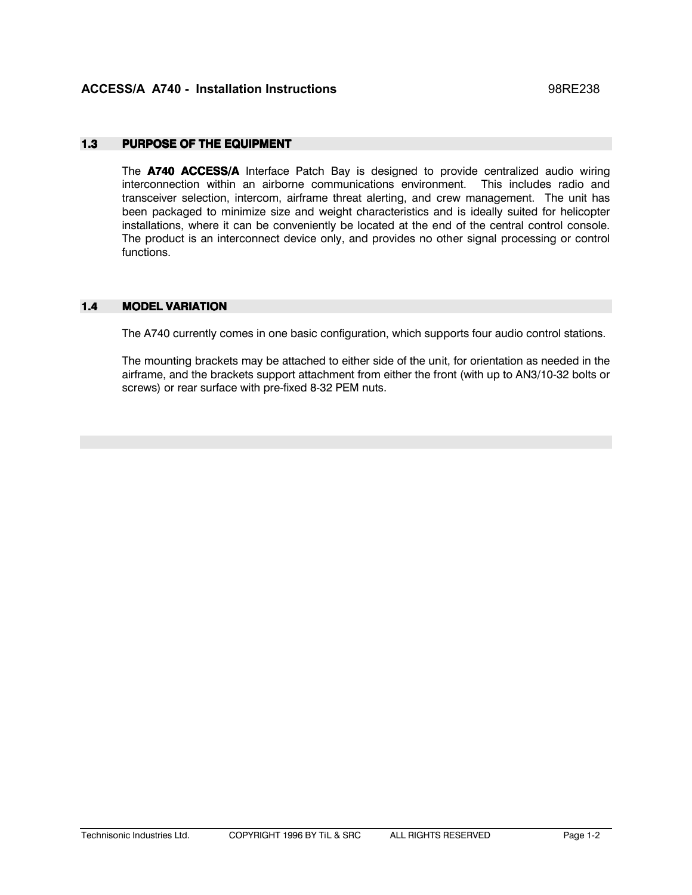## 1.3 PURPOSE OF THE EQUIPMENT

The **A740 ACCESS/A** Interface Patch Bay is designed to provide centralized audio wiring interconnection within an airborne communications environment. This includes radio and transceiver selection, intercom, airframe threat alerting, and crew management. The unit has been packaged to minimize size and weight characteristics and is ideally suited for helicopter installations, where it can be conveniently be located at the end of the central control console. The product is an interconnect device only, and provides no other signal processing or control functions.

## 1.4 MODEL VARIATION

The A740 currently comes in one basic configuration, which supports four audio control stations.

The mounting brackets may be attached to either side of the unit, for orientation as needed in the airframe, and the brackets support attachment from either the front (with up to AN3/10-32 bolts or screws) or rear surface with pre-fixed 8-32 PEM nuts.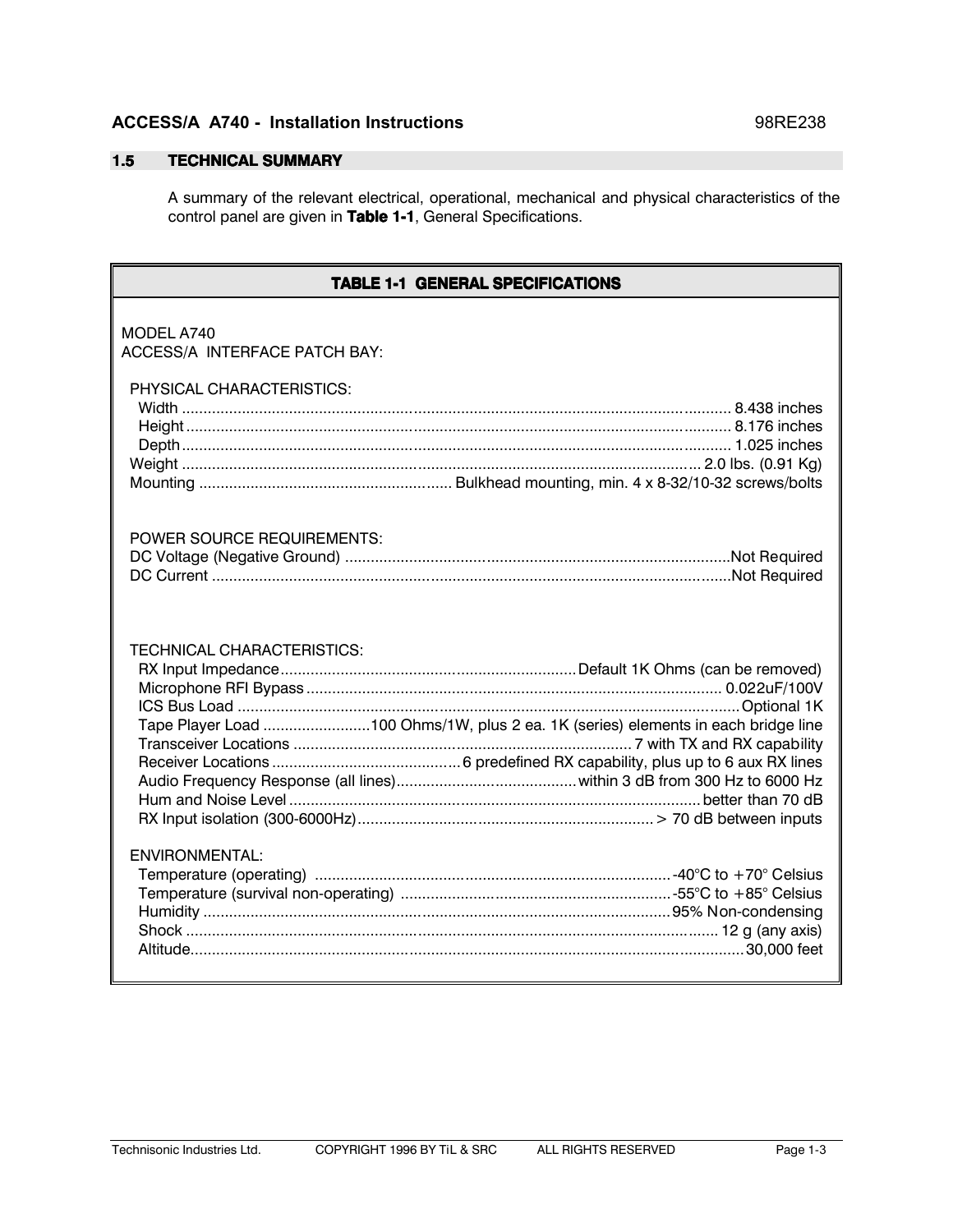## 1.5 TECHNICAL SUMMARY

A summary of the relevant electrical, operational, mechanical and physical characteristics of the control panel are given in **Table 1-1**, General Specifications.

| TABLE 1-1 GENERAL SPECIFICATIONS | |
|---|---|
| MODEL A740 | |
| ACCESS/A INTERFACE PATCH BAY: | |
| **PHYSICAL CHARACTERISTICS:** | |
| Width | 8.438 inches |
| Height | 8.176 inches |
| Depth | 1.025 inches |
| Weight | 2.0 lbs. (0.91 Kg) |
| Mounting | Bulkhead mounting, min. 4 x 8-32/10-32 screws/bolts |
| **POWER SOURCE REQUIREMENTS:** | |
| DC Voltage (Negative Ground) | Not Required |
| DC Current | Not Required |
| **TECHNICAL CHARACTERISTICS:** | |
| RX Input Impedance | Default 1K Ohms (can be removed) |
| Microphone RFI Bypass | 0.022uF/100V |
| ICS Bus Load | Optional 1K |
| Tape Player Load | 100 Ohms/1W, plus 2 ea. 1K (series) elements in each bridge line |
| Transceiver Locations | 7 with TX and RX capability |
| Receiver Locations | 6 predefined RX capability, plus up to 6 aux RX lines |
| Audio Frequency Response (all lines) | within 3 dB from 300 Hz to 6000 Hz |
| Hum and Noise Level | better than 70 dB |
| RX Input isolation (300-6000Hz) | > 70 dB between inputs |
| **ENVIRONMENTAL:** | |
| Temperature (operating) | -40°C to +70° Celsius |
| Temperature (survival non-operating) | -55°C to +85° Celsius |
| Humidity | 95% Non-condensing |
| Shock | 12 g (any axis) |
| Altitude | 30,000 feet |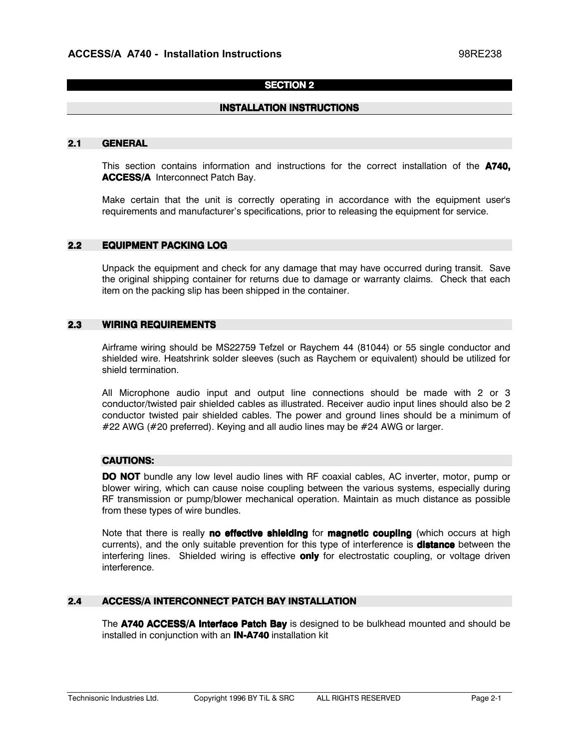# SECTION 2

## INSTALLATION INSTRUCTIONS

### 2.1 GENERAL

This section contains information and instructions for the correct installation of the **A740, ACCESS/A** Interconnect Patch Bay.

Make certain that the unit is correctly operating in accordance with the equipment user's requirements and manufacturer's specifications, prior to releasing the equipment for service.

### 2.2 EQUIPMENT PACKING LOG

Unpack the equipment and check for any damage that may have occurred during transit. Save the original shipping container for returns due to damage or warranty claims. Check that each item on the packing slip has been shipped in the container.

### 2.3 WIRING REQUIREMENTS

Airframe wiring should be MS22759 Tefzel or Raychem 44 (81044) or 55 single conductor and shielded wire. Heatshrink solder sleeves (such as Raychem or equivalent) should be utilized for shield termination.

All Microphone audio input and output line connections should be made with 2 or 3 conductor/twisted pair shielded cables as illustrated. Receiver audio input lines should also be 2 conductor twisted pair shielded cables. The power and ground lines should be a minimum of #22 AWG (#20 preferred). Keying and all audio lines may be #24 AWG or larger.

**CAUTIONS:**

**DO NOT** bundle any low level audio lines with RF coaxial cables, AC inverter, motor, pump or blower wiring, which can cause noise coupling between the various systems, especially during RF transmission or pump/blower mechanical operation. Maintain as much distance as possible from these types of wire bundles.

Note that there is really **no effective shielding** for **magnetic coupling** (which occurs at high currents), and the only suitable prevention for this type of interference is **distance** between the interfering lines. Shielded wiring is effective **only** for electrostatic coupling, or voltage driven interference.

### 2.4 ACCESS/A INTERCONNECT PATCH BAY INSTALLATION

The **A740 ACCESS/A Interface Patch Bay** is designed to be bulkhead mounted and should be installed in conjunction with an **IN-A740** installation kit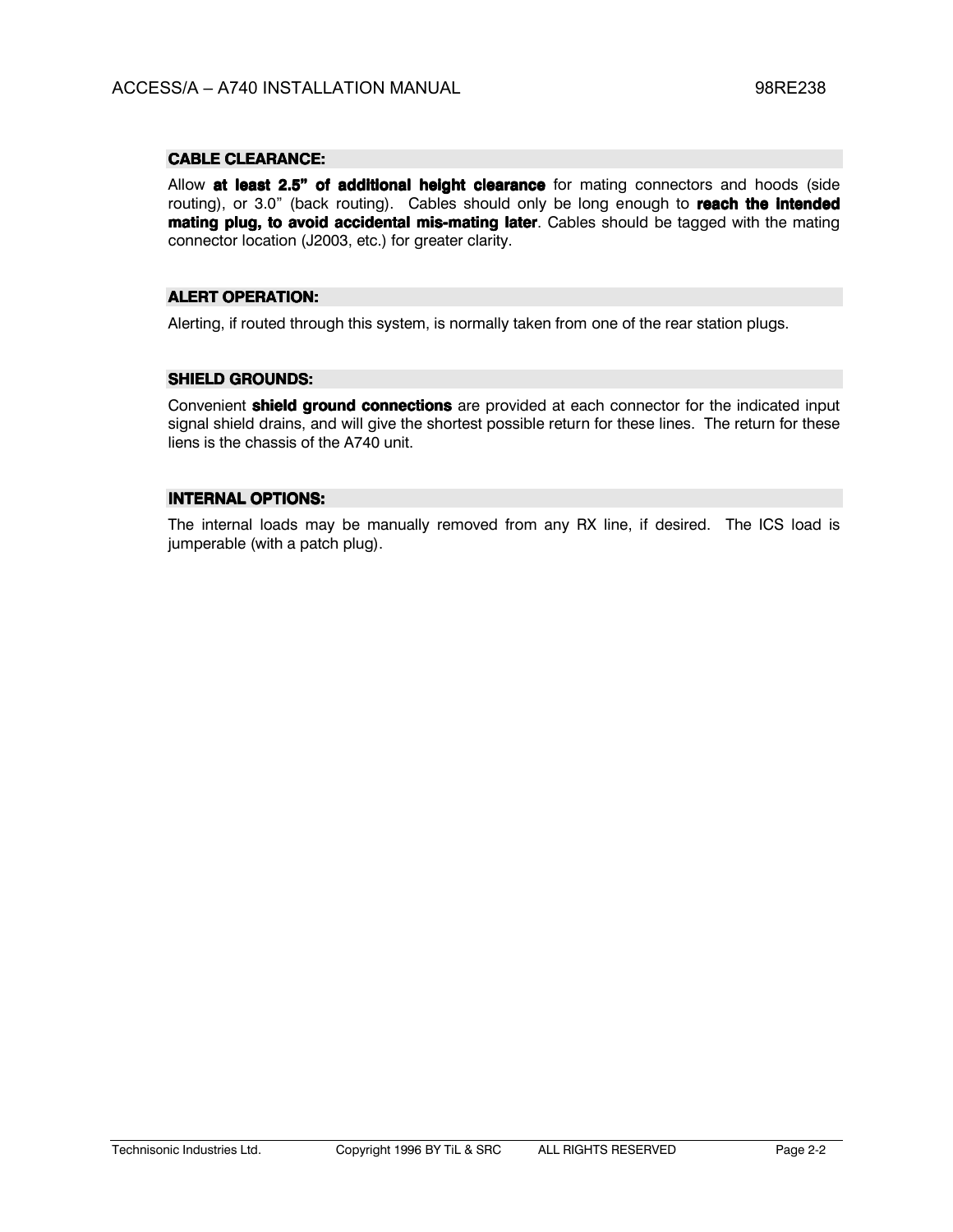## CABLE CLEARANCE:

Allow **at least 2.5" of additional height clearance** for mating connectors and hoods (side routing), or 3.0" (back routing). Cables should only be long enough to **reach the intended mating plug, to avoid accidental mis-mating later**. Cables should be tagged with the mating connector location (J2003, etc.) for greater clarity.

## ALERT OPERATION:

Alerting, if routed through this system, is normally taken from one of the rear station plugs.

## SHIELD GROUNDS:

Convenient **shield ground connections** are provided at each connector for the indicated input signal shield drains, and will give the shortest possible return for these lines. The return for these liens is the chassis of the A740 unit.

## INTERNAL OPTIONS:

The internal loads may be manually removed from any RX line, if desired. The ICS load is jumperable (with a patch plug).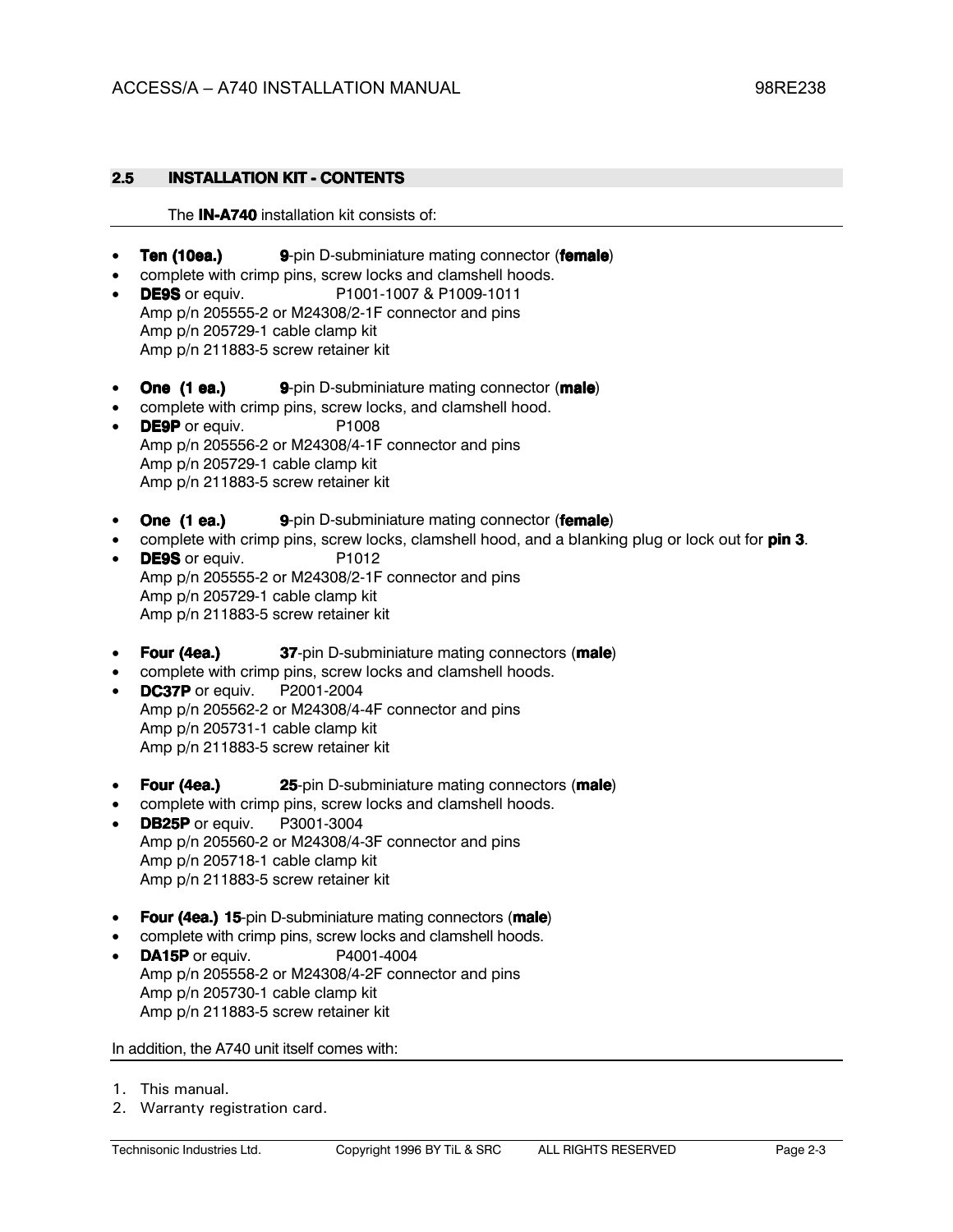## 2.5 INSTALLATION KIT - CONTENTS

The **IN-A740** installation kit consists of:

- **Ten (10ea.)** **9**-pin D-subminiature mating connector (**female**)
- complete with crimp pins, screw locks and clamshell hoods.
- **DE9S** or equiv. P1001-1007 & P1009-1011
  Amp p/n 205555-2 or M24308/2-1F connector and pins
  Amp p/n 205729-1 cable clamp kit
  Amp p/n 211883-5 screw retainer kit

- **One (1 ea.)** **9**-pin D-subminiature mating connector (**male**)
- complete with crimp pins, screw locks, and clamshell hood.
- **DE9P** or equiv. P1008
  Amp p/n 205556-2 or M24308/4-1F connector and pins
  Amp p/n 205729-1 cable clamp kit
  Amp p/n 211883-5 screw retainer kit

- **One (1 ea.)** **9**-pin D-subminiature mating connector (**female**)
- complete with crimp pins, screw locks, clamshell hood, and a blanking plug or lock out for **pin 3**.
- **DE9S** or equiv. P1012
  Amp p/n 205555-2 or M24308/2-1F connector and pins
  Amp p/n 205729-1 cable clamp kit
  Amp p/n 211883-5 screw retainer kit

- **Four (4ea.)** **37**-pin D-subminiature mating connectors (**male**)
- complete with crimp pins, screw locks and clamshell hoods.
- **DC37P** or equiv. P2001-2004
  Amp p/n 205562-2 or M24308/4-4F connector and pins
  Amp p/n 205731-1 cable clamp kit
  Amp p/n 211883-5 screw retainer kit

- **Four (4ea.)** **25**-pin D-subminiature mating connectors (**male**)
- complete with crimp pins, screw locks and clamshell hoods.
- **DB25P** or equiv. P3001-3004
  Amp p/n 205560-2 or M24308/4-3F connector and pins
  Amp p/n 205718-1 cable clamp kit
  Amp p/n 211883-5 screw retainer kit

- **Four (4ea.) 15**-pin D-subminiature mating connectors (**male**)
- complete with crimp pins, screw locks and clamshell hoods.
- **DA15P** or equiv. P4001-4004
  Amp p/n 205558-2 or M24308/4-2F connector and pins
  Amp p/n 205730-1 cable clamp kit
  Amp p/n 211883-5 screw retainer kit

In addition, the A740 unit itself comes with:

1. This manual.
2. Warranty registration card.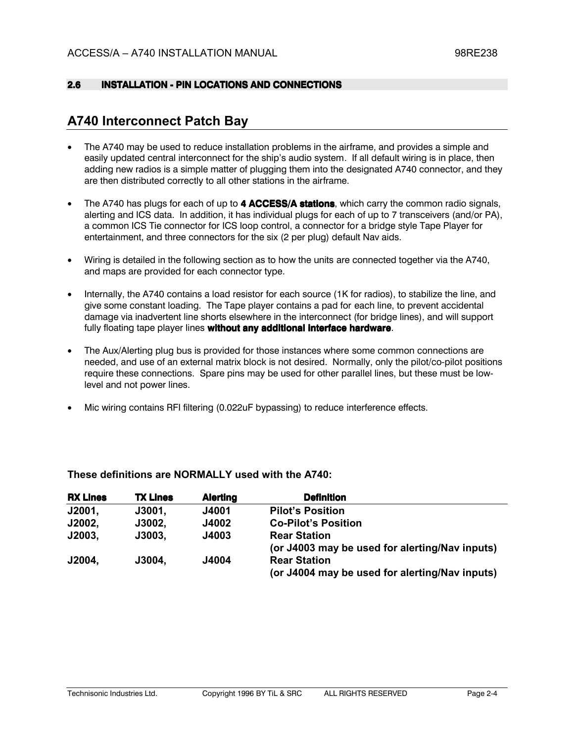## 2.6 INSTALLATION - PIN LOCATIONS AND CONNECTIONS

# A740 Interconnect Patch Bay

- The A740 may be used to reduce installation problems in the airframe, and provides a simple and easily updated central interconnect for the ship's audio system. If all default wiring is in place, then adding new radios is a simple matter of plugging them into the designated A740 connector, and they are then distributed correctly to all other stations in the airframe.
- The A740 has plugs for each of up to **4 ACCESS/A stations**, which carry the common radio signals, alerting and ICS data. In addition, it has individual plugs for each of up to 7 transceivers (and/or PA), a common ICS Tie connector for ICS loop control, a connector for a bridge style Tape Player for entertainment, and three connectors for the six (2 per plug) default Nav aids.
- Wiring is detailed in the following section as to how the units are connected together via the A740, and maps are provided for each connector type.
- Internally, the A740 contains a load resistor for each source (1K for radios), to stabilize the line, and give some constant loading. The Tape player contains a pad for each line, to prevent accidental damage via inadvertent line shorts elsewhere in the interconnect (for bridge lines), and will support fully floating tape player lines **without any additional interface hardware**.
- The Aux/Alerting plug bus is provided for those instances where some common connections are needed, and use of an external matrix block is not desired. Normally, only the pilot/co-pilot positions require these connections. Spare pins may be used for other parallel lines, but these must be low-level and not power lines.
- Mic wiring contains RFI filtering (0.022uF bypassing) to reduce interference effects.

**These definitions are NORMALLY used with the A740:**

| RX Lines | TX Lines | Alerting | Definition |
|---|---|---|---|
| **J2001,** | **J3001,** | **J4001** | **Pilot's Position** |
| **J2002,** | **J3002,** | **J4002** | **Co-Pilot's Position** |
| **J2003,** | **J3003,** | **J4003** | **Rear Station (or J4003 may be used for alerting/Nav inputs)** |
| **J2004,** | **J3004,** | **J4004** | **Rear Station (or J4004 may be used for alerting/Nav inputs)** |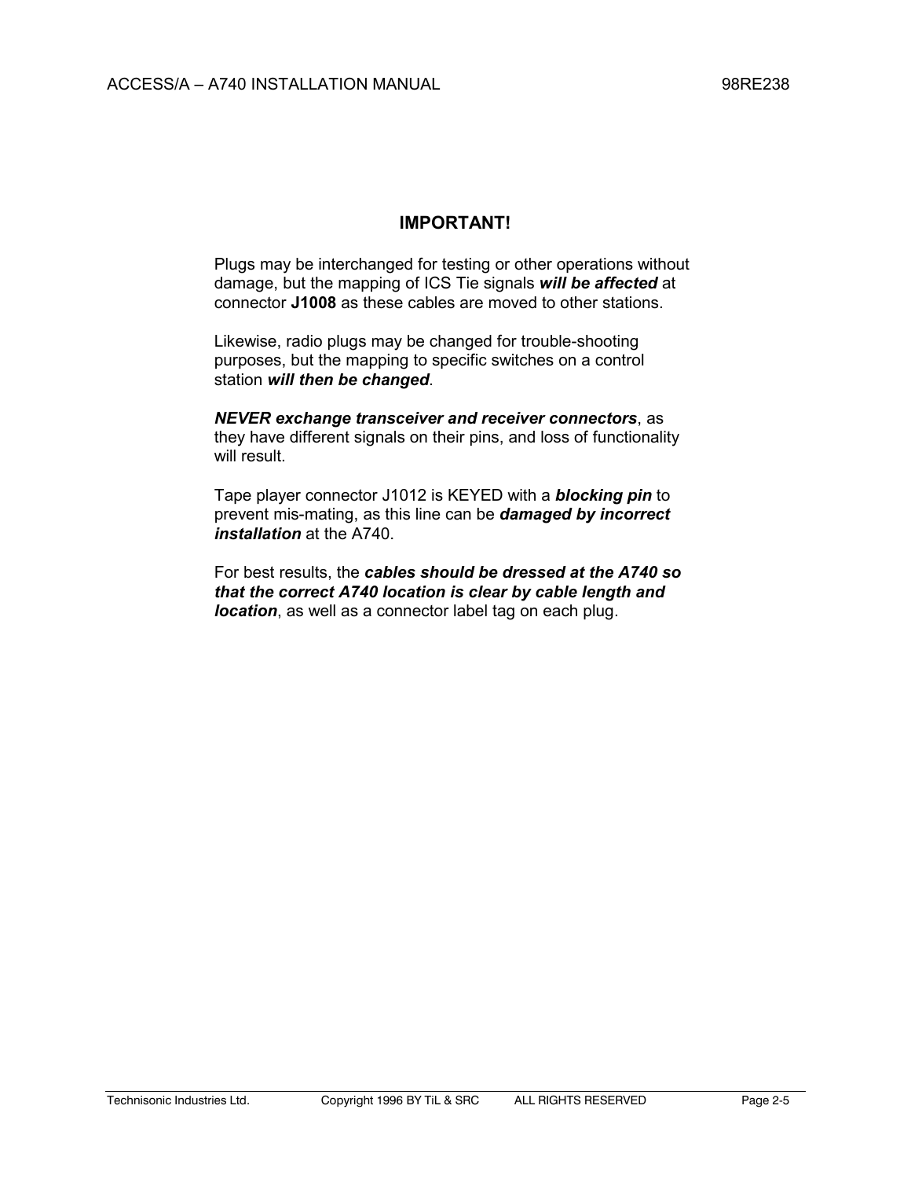## IMPORTANT!

Plugs may be interchanged for testing or other operations without damage, but the mapping of ICS Tie signals ***will be affected*** at connector **J1008** as these cables are moved to other stations.

Likewise, radio plugs may be changed for trouble-shooting purposes, but the mapping to specific switches on a control station ***will then be changed***.

***NEVER exchange transceiver and receiver connectors***, as they have different signals on their pins, and loss of functionality will result.

Tape player connector J1012 is KEYED with a ***blocking pin*** to prevent mis-mating, as this line can be ***damaged by incorrect installation*** at the A740.

For best results, the ***cables should be dressed at the A740 so that the correct A740 location is clear by cable length and location***, as well as a connector label tag on each plug.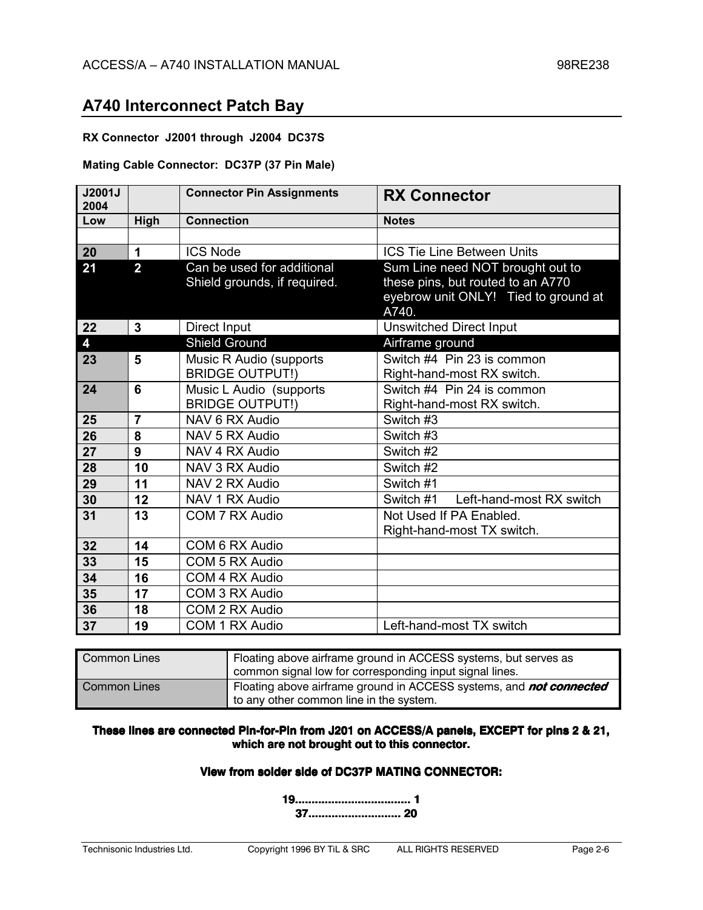## A740 Interconnect Patch Bay

**RX Connector J2001 through J2004 DC37S**

**Mating Cable Connector: DC37P (37 Pin Male)**

| J2001J 2004 | | Connector Pin Assignments | RX Connector |
|---|---|---|---|
| **Low** | **High** | **Connection** | **Notes** |
| | | | |
| **20** | **1** | ICS Node | ICS Tie Line Between Units |
| **21** | **2** | Can be used for additional Shield grounds, if required. | Sum Line need NOT brought out to these pins, but routed to an A770 eyebrow unit ONLY! Tied to ground at A740. |
| **22** | **3** | Direct Input | Unswitched Direct Input |
| **4** | | Shield Ground | Airframe ground |
| **23** | **5** | Music R Audio (supports BRIDGE OUTPUT!) | Switch #4 Pin 23 is common Right-hand-most RX switch. |
| **24** | **6** | Music L Audio (supports BRIDGE OUTPUT!) | Switch #4 Pin 24 is common Right-hand-most RX switch. |
| **25** | **7** | NAV 6 RX Audio | Switch #3 |
| **26** | **8** | NAV 5 RX Audio | Switch #3 |
| **27** | **9** | NAV 4 RX Audio | Switch #2 |
| **28** | **10** | NAV 3 RX Audio | Switch #2 |
| **29** | **11** | NAV 2 RX Audio | Switch #1 |
| **30** | **12** | NAV 1 RX Audio | Switch #1 Left-hand-most RX switch |
| **31** | **13** | COM 7 RX Audio | Not Used If PA Enabled. Right-hand-most TX switch. |
| **32** | **14** | COM 6 RX Audio | |
| **33** | **15** | COM 5 RX Audio | |
| **34** | **16** | COM 4 RX Audio | |
| **35** | **17** | COM 3 RX Audio | |
| **36** | **18** | COM 2 RX Audio | |
| **37** | **19** | COM 1 RX Audio | Left-hand-most TX switch |

| Common Lines | Floating above airframe ground in ACCESS systems, but serves as common signal low for corresponding input signal lines. |
|---|---|
| Common Lines | Floating above airframe ground in ACCESS systems, and ***not connected*** to any other common line in the system. |

**These lines are connected Pin-for-Pin from J201 on ACCESS/A panels, EXCEPT for pins 2 & 21, which are not brought out to this connector.**

**View from solder side of DC37P MATING CONNECTOR:**

**19................................... 1**
**37............................ 20**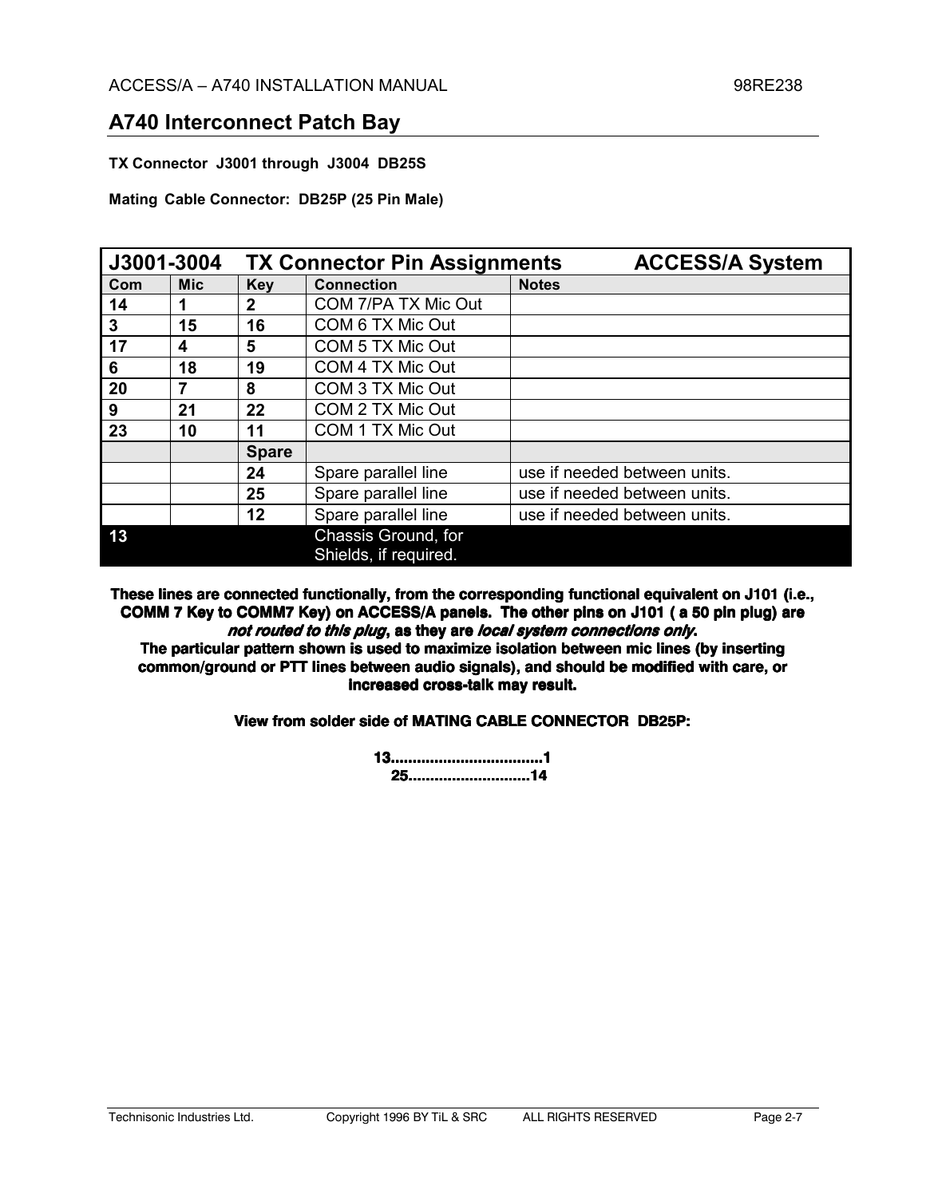## A740 Interconnect Patch Bay

**TX Connector J3001 through J3004 DB25S**

**Mating Cable Connector: DB25P (25 Pin Male)**

| J3001-3004 | TX Connector Pin Assignments | | | ACCESS/A System |
|---|---|---|---|---|
| **Com** | **Mic** | **Key** | **Connection** | **Notes** |
| **14** | **1** | **2** | COM 7/PA TX Mic Out | |
| **3** | **15** | **16** | COM 6 TX Mic Out | |
| **17** | **4** | **5** | COM 5 TX Mic Out | |
| **6** | **18** | **19** | COM 4 TX Mic Out | |
| **20** | **7** | **8** | COM 3 TX Mic Out | |
| **9** | **21** | **22** | COM 2 TX Mic Out | |
| **23** | **10** | **11** | COM 1 TX Mic Out | |
| | | **Spare** | | |
| | | **24** | Spare parallel line | use if needed between units. |
| | | **25** | Spare parallel line | use if needed between units. |
| | | **12** | Spare parallel line | use if needed between units. |
| **13** | | | Chassis Ground, for Shields, if required. | |

**These lines are connected functionally, from the corresponding functional equivalent on J101 (i.e., COMM 7 Key to COMM7 Key) on ACCESS/A panels. The other pins on J101 ( a 50 pin plug) are *not routed to this plug*, as they are *local system connections only*.**
**The particular pattern shown is used to maximize isolation between mic lines (by inserting common/ground or PTT lines between audio signals), and should be modified with care, or increased cross-talk may result.**

**View from solder side of MATING CABLE CONNECTOR DB25P:**

```
13..................................1
   25............................14
```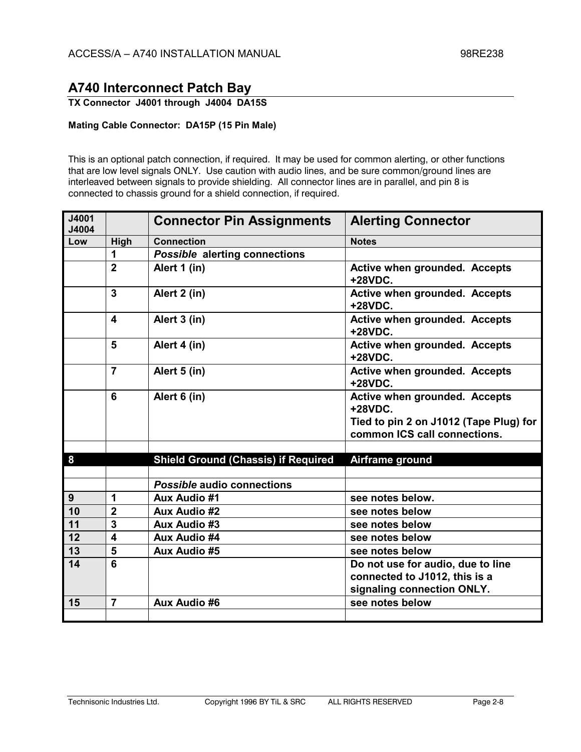## A740 Interconnect Patch Bay

**TX Connector J4001 through J4004 DA15S**

**Mating Cable Connector: DA15P (15 Pin Male)**

This is an optional patch connection, if required. It may be used for common alerting, or other functions that are low level signals ONLY. Use caution with audio lines, and be sure common/ground lines are interleaved between signals to provide shielding. All connector lines are in parallel, and pin 8 is connected to chassis ground for a shield connection, if required.

| J4001 J4004 | | **Connector Pin Assignments** | **Alerting Connector** |
|---|---|---|---|
| **Low** | **High** | **Connection** | **Notes** |
| | **1** | ***Possible* alerting connections** | |
| | **2** | **Alert 1 (in)** | **Active when grounded. Accepts +28VDC.** |
| | **3** | **Alert 2 (in)** | **Active when grounded. Accepts +28VDC.** |
| | **4** | **Alert 3 (in)** | **Active when grounded. Accepts +28VDC.** |
| | **5** | **Alert 4 (in)** | **Active when grounded. Accepts +28VDC.** |
| | **7** | **Alert 5 (in)** | **Active when grounded. Accepts +28VDC.** |
| | **6** | **Alert 6 (in)** | **Active when grounded. Accepts +28VDC. Tied to pin 2 on J1012 (Tape Plug) for common ICS call connections.** |
| | | | |
| **8** | | **Shield Ground (Chassis) if Required** | **Airframe ground** |
| | | | |
| | | ***Possible* audio connections** | |
| **9** | **1** | **Aux Audio #1** | **see notes below.** |
| **10** | **2** | **Aux Audio #2** | **see notes below** |
| **11** | **3** | **Aux Audio #3** | **see notes below** |
| **12** | **4** | **Aux Audio #4** | **see notes below** |
| **13** | **5** | **Aux Audio #5** | **see notes below** |
| **14** | **6** | | **Do not use for audio, due to line connected to J1012, this is a signaling connection ONLY.** |
| **15** | **7** | **Aux Audio #6** | **see notes below** |
| | | | |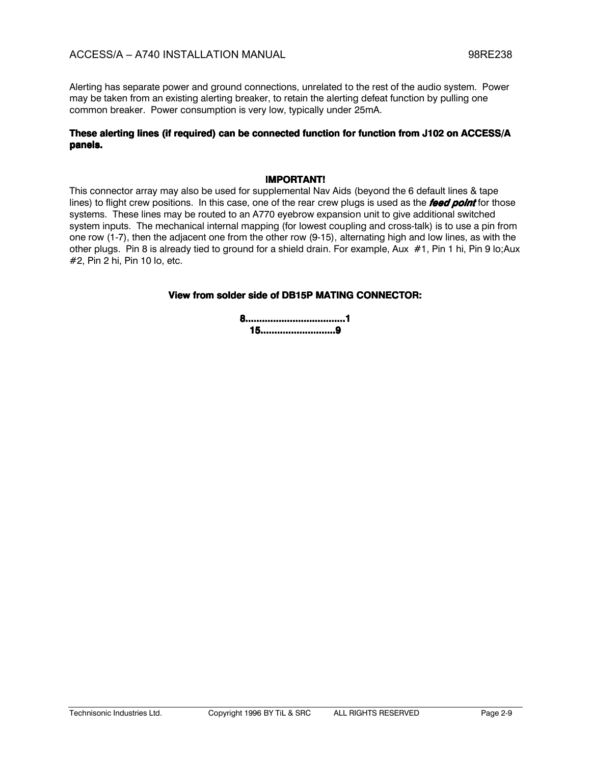Alerting has separate power and ground connections, unrelated to the rest of the audio system. Power may be taken from an existing alerting breaker, to retain the alerting defeat function by pulling one common breaker. Power consumption is very low, typically under 25mA.

**These alerting lines (if required) can be connected function for function from J102 on ACCESS/A panels.**

**IMPORTANT!**

This connector array may also be used for supplemental Nav Aids (beyond the 6 default lines & tape lines) to flight crew positions. In this case, one of the rear crew plugs is used as the ***feed point*** for those systems. These lines may be routed to an A770 eyebrow expansion unit to give additional switched system inputs. The mechanical internal mapping (for lowest coupling and cross-talk) is to use a pin from one row (1-7), then the adjacent one from the other row (9-15), alternating high and low lines, as with the other plugs. Pin 8 is already tied to ground for a shield drain. For example, Aux #1, Pin 1 hi, Pin 9 lo;Aux #2, Pin 2 hi, Pin 10 lo, etc.

**View from solder side of DB15P MATING CONNECTOR:**

**8...................................1**
**15..........................9**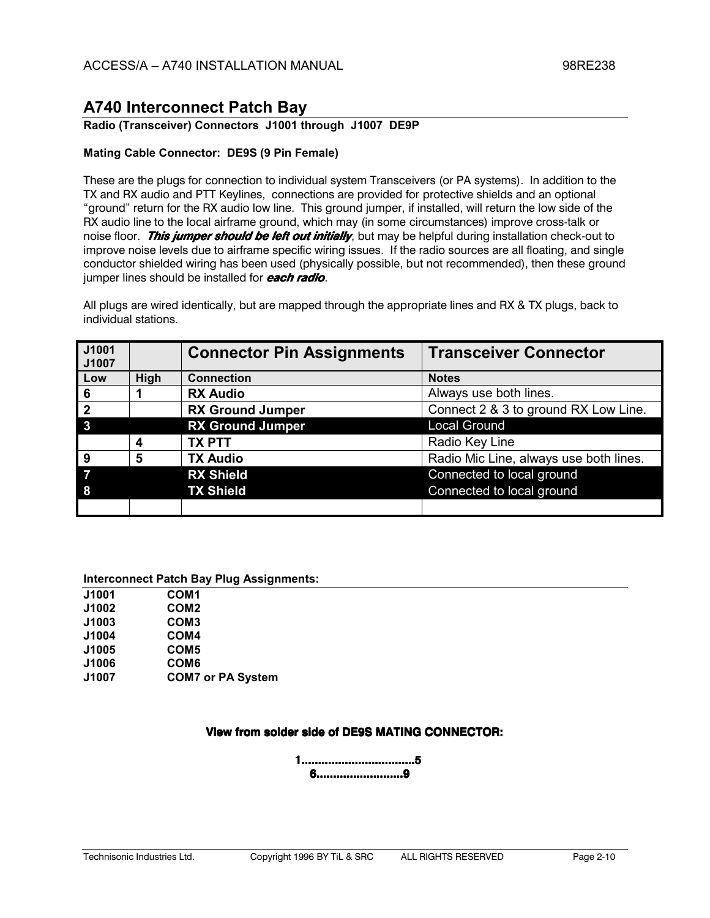## A740 Interconnect Patch Bay

**Radio (Transceiver) Connectors J1001 through J1007 DE9P**

**Mating Cable Connector: DE9S (9 Pin Female)**

These are the plugs for connection to individual system Transceivers (or PA systems). In addition to the TX and RX audio and PTT Keylines, connections are provided for protective shields and an optional "ground" return for the RX audio low line. This ground jumper, if installed, will return the low side of the RX audio line to the local airframe ground, which may (in some circumstances) improve cross-talk or noise floor. ***This jumper should be left out initially***, but may be helpful during installation check-out to improve noise levels due to airframe specific wiring issues. If the radio sources are all floating, and single conductor shielded wiring has been used (physically possible, but not recommended), then these ground jumper lines should be installed for ***each radio***.

All plugs are wired identically, but are mapped through the appropriate lines and RX & TX plugs, back to individual stations.

| J1001 J1007 | | Connector Pin Assignments | Transceiver Connector |
|---|---|---|---|
| Low | High | Connection | Notes |
| 6 | 1 | RX Audio | Always use both lines. |
| 2 | | RX Ground Jumper | Connect 2 & 3 to ground RX Low Line. |
| 3 | | RX Ground Jumper | Local Ground |
| | 4 | TX PTT | Radio Key Line |
| 9 | 5 | TX Audio | Radio Mic Line, always use both lines. |
| 7 | | RX Shield | Connected to local ground |
| 8 | | TX Shield | Connected to local ground |
| | | | |

**Interconnect Patch Bay Plug Assignments:**

| | |
|---|---|
| **J1001** | **COM1** |
| **J1002** | **COM2** |
| **J1003** | **COM3** |
| **J1004** | **COM4** |
| **J1005** | **COM5** |
| **J1006** | **COM6** |
| **J1007** | **COM7 or PA System** |

**View from solder side of DE9S MATING CONNECTOR:**

**1..................................5**
**6..........................9**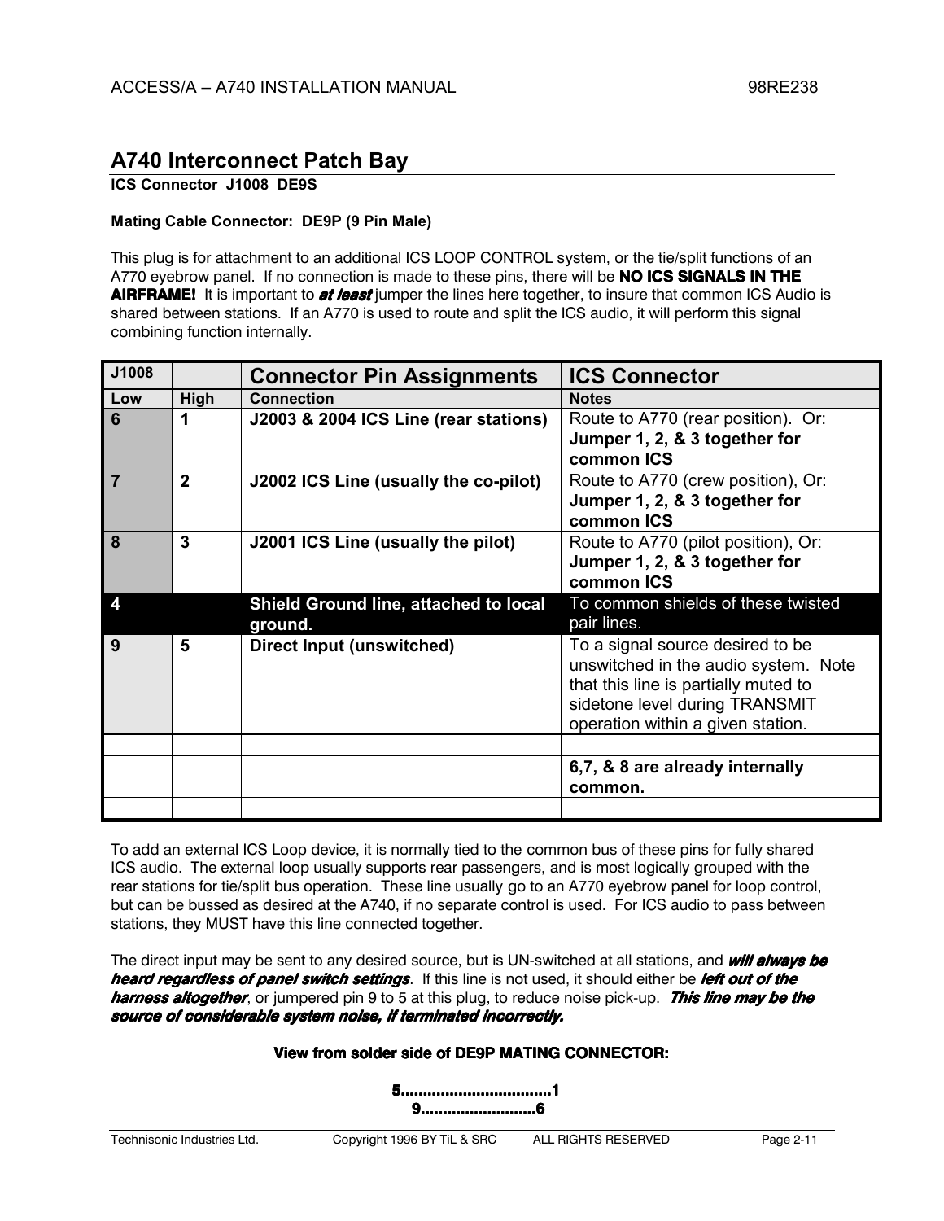# A740 Interconnect Patch Bay

**ICS Connector J1008 DE9S**

**Mating Cable Connector: DE9P (9 Pin Male)**

This plug is for attachment to an additional ICS LOOP CONTROL system, or the tie/split functions of an A770 eyebrow panel. If no connection is made to these pins, there will be **NO ICS SIGNALS IN THE AIRFRAME!** It is important to ***at least*** jumper the lines here together, to insure that common ICS Audio is shared between stations. If an A770 is used to route and split the ICS audio, it will perform this signal combining function internally.

| J1008 | | Connector Pin Assignments | ICS Connector |
|---|---|---|---|
| **Low** | **High** | **Connection** | **Notes** |
| **6** | **1** | **J2003 & 2004 ICS Line (rear stations)** | Route to A770 (rear position). Or: **Jumper 1, 2, & 3 together for common ICS** |
| **7** | **2** | **J2002 ICS Line (usually the co-pilot)** | Route to A770 (crew position), Or: **Jumper 1, 2, & 3 together for common ICS** |
| **8** | **3** | **J2001 ICS Line (usually the pilot)** | Route to A770 (pilot position), Or: **Jumper 1, 2, & 3 together for common ICS** |
| **4** | | **Shield Ground line, attached to local ground.** | To common shields of these twisted pair lines. |
| **9** | **5** | **Direct Input (unswitched)** | To a signal source desired to be unswitched in the audio system. Note that this line is partially muted to sidetone level during TRANSMIT operation within a given station. |
| | | | |
| | | | **6,7, & 8 are already internally common.** |
| | | | |

To add an external ICS Loop device, it is normally tied to the common bus of these pins for fully shared ICS audio. The external loop usually supports rear passengers, and is most logically grouped with the rear stations for tie/split bus operation. These line usually go to an A770 eyebrow panel for loop control, but can be bussed as desired at the A740, if no separate control is used. For ICS audio to pass between stations, they MUST have this line connected together.

The direct input may be sent to any desired source, but is UN-switched at all stations, and ***will always be heard regardless of panel switch settings***. If this line is not used, it should either be ***left out of the harness altogether***, or jumpered pin 9 to 5 at this plug, to reduce noise pick-up. ***This line may be the source of considerable system noise, if terminated incorrectly.***

**View from solder side of DE9P MATING CONNECTOR:**

**5.................................1**

**9..........................6**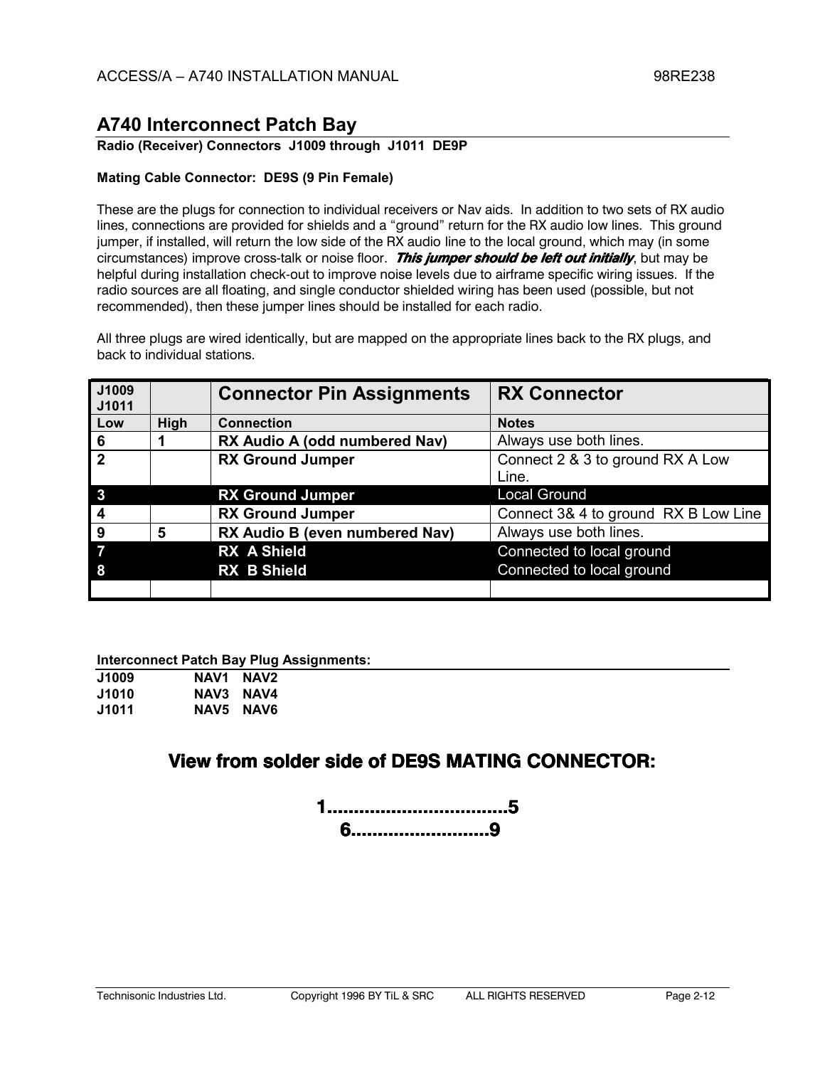## A740 Interconnect Patch Bay

**Radio (Receiver) Connectors J1009 through J1011 DE9P**

**Mating Cable Connector: DE9S (9 Pin Female)**

These are the plugs for connection to individual receivers or Nav aids. In addition to two sets of RX audio lines, connections are provided for shields and a "ground" return for the RX audio low lines. This ground jumper, if installed, will return the low side of the RX audio line to the local ground, which may (in some circumstances) improve cross-talk or noise floor. ***This jumper should be left out initially***, but may be helpful during installation check-out to improve noise levels due to airframe specific wiring issues. If the radio sources are all floating, and single conductor shielded wiring has been used (possible, but not recommended), then these jumper lines should be installed for each radio.

All three plugs are wired identically, but are mapped on the appropriate lines back to the RX plugs, and back to individual stations.

| J1009 J1011 | | Connector Pin Assignments | RX Connector |
|---|---|---|---|
| Low | High | Connection | Notes |
| 6 | 1 | RX Audio A (odd numbered Nav) | Always use both lines. |
| 2 | | RX Ground Jumper | Connect 2 & 3 to ground RX A Low Line. |
| 3 | | RX Ground Jumper | Local Ground |
| 4 | | RX Ground Jumper | Connect 3& 4 to ground RX B Low Line |
| 9 | 5 | RX Audio B (even numbered Nav) | Always use both lines. |
| 7 | | RX A Shield | Connected to local ground |
| 8 | | RX B Shield | Connected to local ground |
| | | | |

**Interconnect Patch Bay Plug Assignments:**

| | | |
|---|---|---|
| **J1009** | **NAV1** | **NAV2** |
| **J1010** | **NAV3** | **NAV4** |
| **J1011** | **NAV5** | **NAV6** |

### View from solder side of DE9S MATING CONNECTOR:

**1..................................5**

**6..........................9**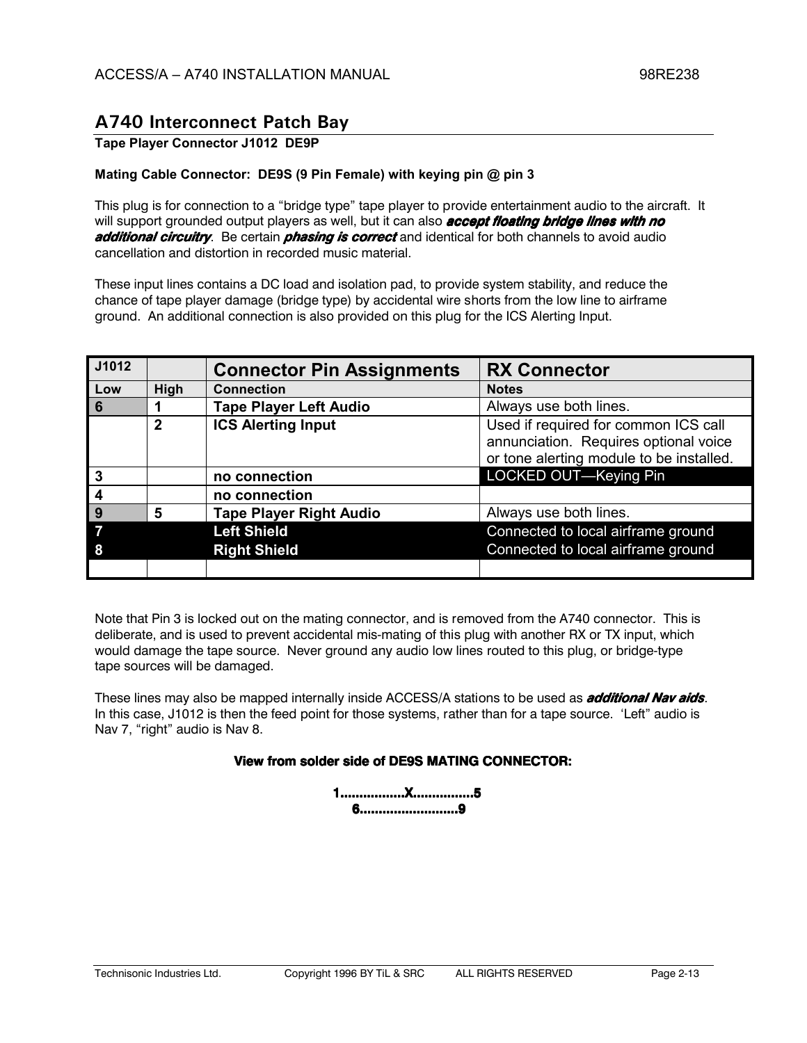## A740 Interconnect Patch Bay

**Tape Player Connector J1012 DE9P**

**Mating Cable Connector: DE9S (9 Pin Female) with keying pin @ pin 3**

This plug is for connection to a "bridge type" tape player to provide entertainment audio to the aircraft. It will support grounded output players as well, but it can also ***accept floating bridge lines with no additional circuitry***. Be certain ***phasing is correct*** and identical for both channels to avoid audio cancellation and distortion in recorded music material.

These input lines contains a DC load and isolation pad, to provide system stability, and reduce the chance of tape player damage (bridge type) by accidental wire shorts from the low line to airframe ground. An additional connection is also provided on this plug for the ICS Alerting Input.

| J1012 | | Connector Pin Assignments | RX Connector |
|---|---|---|---|
| **Low** | **High** | **Connection** | **Notes** |
| 6 | 1 | Tape Player Left Audio | Always use both lines. |
| | 2 | ICS Alerting Input | Used if required for common ICS call annunciation. Requires optional voice or tone alerting module to be installed. |
| 3 | | no connection | LOCKED OUT—Keying Pin |
| 4 | | no connection | |
| 9 | 5 | Tape Player Right Audio | Always use both lines. |
| 7 | | Left Shield | Connected to local airframe ground |
| 8 | | Right Shield | Connected to local airframe ground |
| | | | |

Note that Pin 3 is locked out on the mating connector, and is removed from the A740 connector. This is deliberate, and is used to prevent accidental mis-mating of this plug with another RX or TX input, which would damage the tape source. Never ground any audio low lines routed to this plug, or bridge-type tape sources will be damaged.

These lines may also be mapped internally inside ACCESS/A stations to be used as ***additional Nav aids***. In this case, J1012 is then the feed point for those systems, rather than for a tape source. 'Left" audio is Nav 7, "right" audio is Nav 8.

**View from solder side of DE9S MATING CONNECTOR:**

**1................X...............5**
**6.........................9**